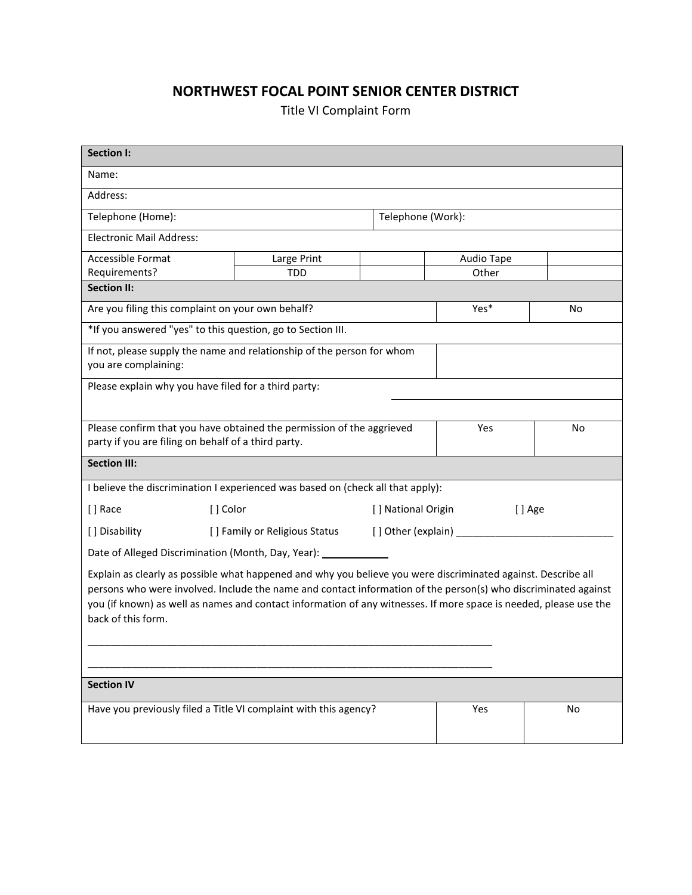# NORTHWEST FOCAL POINT SENIOR CENTER DISTRICT

Title VI Complaint Form

| **Section I:** | | | | |
|---|---|---|---|---|
| Name: | | | | |
| Address: | | | | |
| Telephone (Home): | | | Telephone (Work): | |
| Electronic Mail Address: | | | | |
| Accessible Format Requirements? | Large Print | | Audio Tape | |
| | TDD | | Other | |

| **Section II:** | | |
|---|---|---|
| Are you filing this complaint on your own behalf? | Yes* | No |
| *If you answered "yes" to this question, go to Section III. | | |
| If not, please supply the name and relationship of the person for whom you are complaining: | | |
| Please explain why you have filed for a third party: | | |
| Please confirm that you have obtained the permission of the aggrieved party if you are filing on behalf of a third party. | Yes | No |

**Section III:**

I believe the discrimination I experienced was based on (check all that apply):

[ ] Race    [ ] Color    [ ] National Origin    [ ] Age

[ ] Disability    [ ] Family or Religious Status    [ ] Other (explain) ____________________________

Date of Alleged Discrimination (Month, Day, Year): ____________

Explain as clearly as possible what happened and why you believe you were discriminated against. Describe all persons who were involved. Include the name and contact information of the person(s) who discriminated against you (if known) as well as names and contact information of any witnesses. If more space is needed, please use the back of this form.

___________________________________________________________________________

___________________________________________________________________________

| **Section IV** | | |
|---|---|---|
| Have you previously filed a Title VI complaint with this agency? | Yes | No |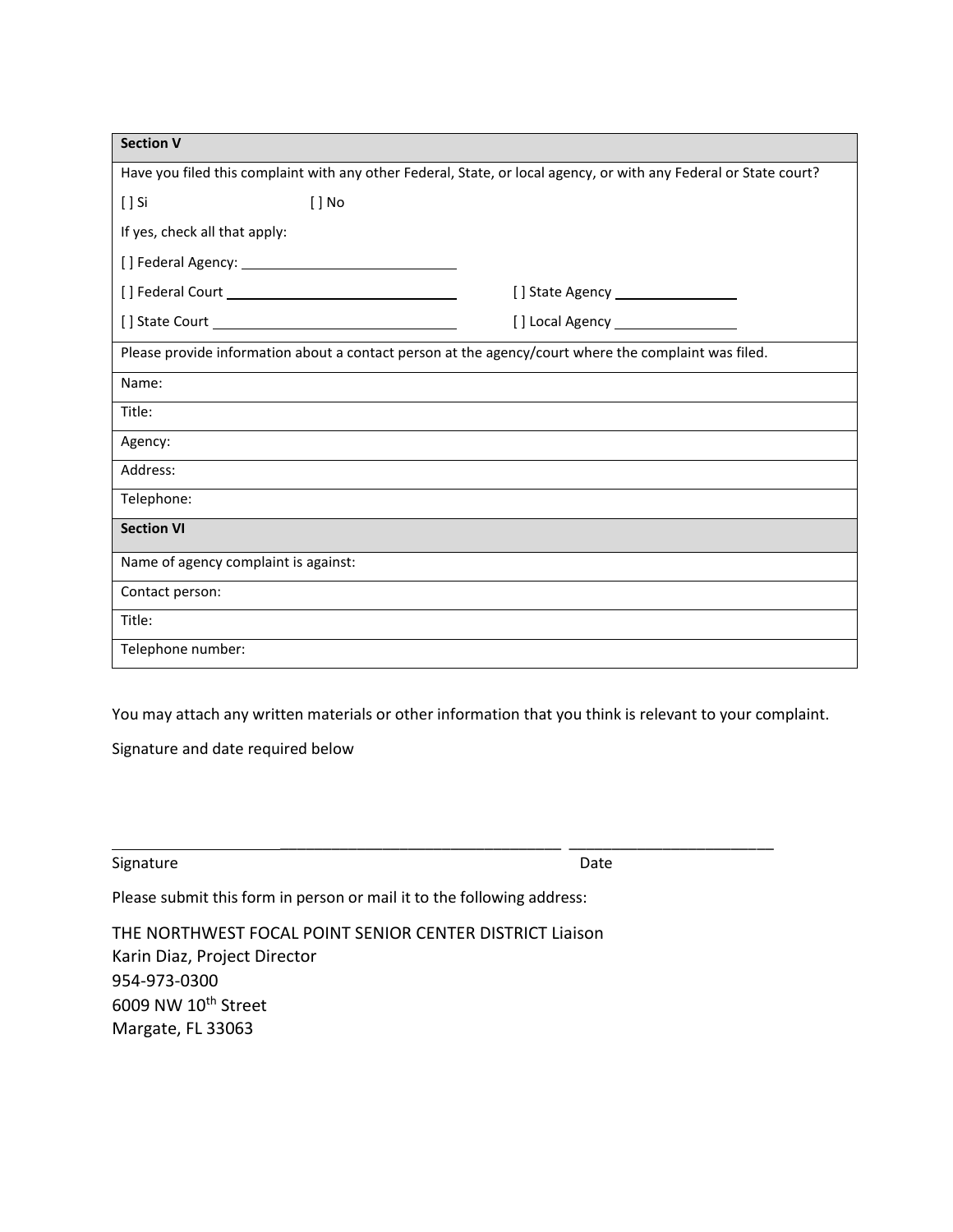| **Section V** | |
| --- | --- |
| Have you filed this complaint with any other Federal, State, or local agency, or with any Federal or State court? | |
| [ ] Si      [ ] No | |
| If yes, check all that apply: | |
| [ ] Federal Agency: ____________________ | |
| [ ] Federal Court ____________________ | [ ] State Agency ____________ |
| [ ] State Court ____________________ | [ ] Local Agency ____________ |
| Please provide information about a contact person at the agency/court where the complaint was filed. | |
| Name: | |
| Title: | |
| Agency: | |
| Address: | |
| Telephone: | |
| **Section VI** | |
| Name of agency complaint is against: | |
| Contact person: | |
| Title: | |
| Telephone number: | |

You may attach any written materials or other information that you think is relevant to your complaint.

Signature and date required below

______________________________________________________ ________________________

Signature                                                                 Date

Please submit this form in person or mail it to the following address:

THE NORTHWEST FOCAL POINT SENIOR CENTER DISTRICT Liaison
Karin Diaz, Project Director
954-973-0300
6009 NW 10th Street
Margate, FL 33063